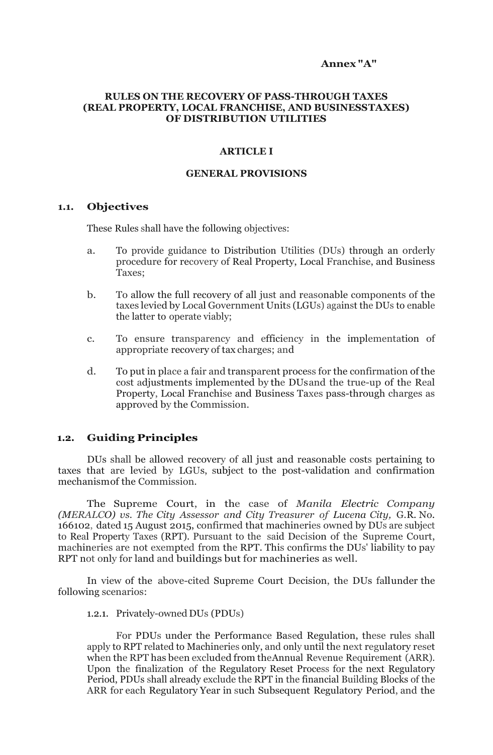**Annex "A"**

# RULES ON THE RECOVERY OF PASS-THROUGH TAXES (REAL PROPERTY, LOCAL FRANCHISE, AND BUSINESSTAXES) OF DISTRIBUTION UTILITIES

## ARTICLE I

## GENERAL PROVISIONS

### 1.1. Objectives

These Rules shall have the following objectives:

a. To provide guidance to Distribution Utilities (DUs) through an orderly procedure for recovery of Real Property, Local Franchise, and Business Taxes;

b. To allow the full recovery of all just and reasonable components of the taxes levied by Local Government Units (LGUs) against the DUs to enable the latter to operate viably;

c. To ensure transparency and efficiency in the implementation of appropriate recovery of tax charges; and

d. To put in place a fair and transparent process for the confirmation of the cost adjustments implemented by the DUsand the true-up of the Real Property, Local Franchise and Business Taxes pass-through charges as approved by the Commission.

### 1.2. Guiding Principles

DUs shall be allowed recovery of all just and reasonable costs pertaining to taxes that are levied by LGUs, subject to the post-validation and confirmation mechanismof the Commission.

The Supreme Court, in the case of *Manila Electric Company (MERALCO) vs. The City Assessor and City Treasurer of Lucena City,* G.R. No. 166102, dated 15 August 2015, confirmed that machineries owned by DUs are subject to Real Property Taxes (RPT). Pursuant to the said Decision of the Supreme Court, machineries are not exempted from the RPT. This confirms the DUs' liability to pay RPT not only for land and buildings but for machineries as well.

In view of the above-cited Supreme Court Decision, the DUs fallunder the following scenarios:

1.2.1. Privately-owned DUs (PDUs)

For PDUs under the Performance Based Regulation, these rules shall apply to RPT related to Machineries only, and only until the next regulatory reset when the RPT has been excluded from theAnnual Revenue Requirement (ARR). Upon the finalization of the Regulatory Reset Process for the next Regulatory Period, PDUs shall already exclude the RPT in the financial Building Blocks of the ARR for each Regulatory Year in such Subsequent Regulatory Period, and the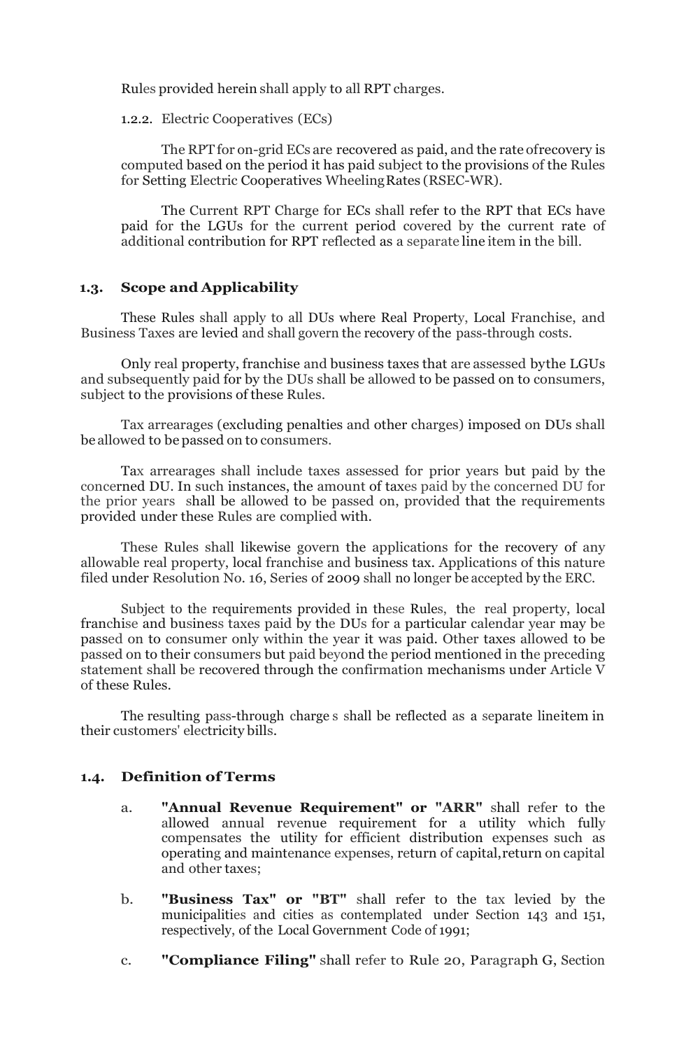Rules provided herein shall apply to all RPT charges.

1.2.2. Electric Cooperatives (ECs)

The RPT for on-grid ECs are recovered as paid, and the rate of recovery is computed based on the period it has paid subject to the provisions of the Rules for Setting Electric Cooperatives Wheeling Rates (RSEC-WR).

The Current RPT Charge for ECs shall refer to the RPT that ECs have paid for the LGUs for the current period covered by the current rate of additional contribution for RPT reflected as a separate line item in the bill.

### 1.3. Scope and Applicability

These Rules shall apply to all DUs where Real Property, Local Franchise, and Business Taxes are levied and shall govern the recovery of the pass-through costs.

Only real property, franchise and business taxes that are assessed by the LGUs and subsequently paid for by the DUs shall be allowed to be passed on to consumers, subject to the provisions of these Rules.

Tax arrearages (excluding penalties and other charges) imposed on DUs shall be allowed to be passed on to consumers.

Tax arrearages shall include taxes assessed for prior years but paid by the concerned DU. In such instances, the amount of taxes paid by the concerned DU for the prior years shall be allowed to be passed on, provided that the requirements provided under these Rules are complied with.

These Rules shall likewise govern the applications for the recovery of any allowable real property, local franchise and business tax. Applications of this nature filed under Resolution No. 16, Series of 2009 shall no longer be accepted by the ERC.

Subject to the requirements provided in these Rules, the real property, local franchise and business taxes paid by the DUs for a particular calendar year may be passed on to consumer only within the year it was paid. Other taxes allowed to be passed on to their consumers but paid beyond the period mentioned in the preceding statement shall be recovered through the confirmation mechanisms under Article V of these Rules.

The resulting pass-through charges shall be reflected as a separate line item in their customers' electricity bills.

### 1.4. Definition of Terms

a. **"Annual Revenue Requirement" or "ARR"** shall refer to the allowed annual revenue requirement for a utility which fully compensates the utility for efficient distribution expenses such as operating and maintenance expenses, return of capital, return on capital and other taxes;

b. **"Business Tax" or "BT"** shall refer to the tax levied by the municipalities and cities as contemplated under Section 143 and 151, respectively, of the Local Government Code of 1991;

c. **"Compliance Filing"** shall refer to Rule 20, Paragraph G, Section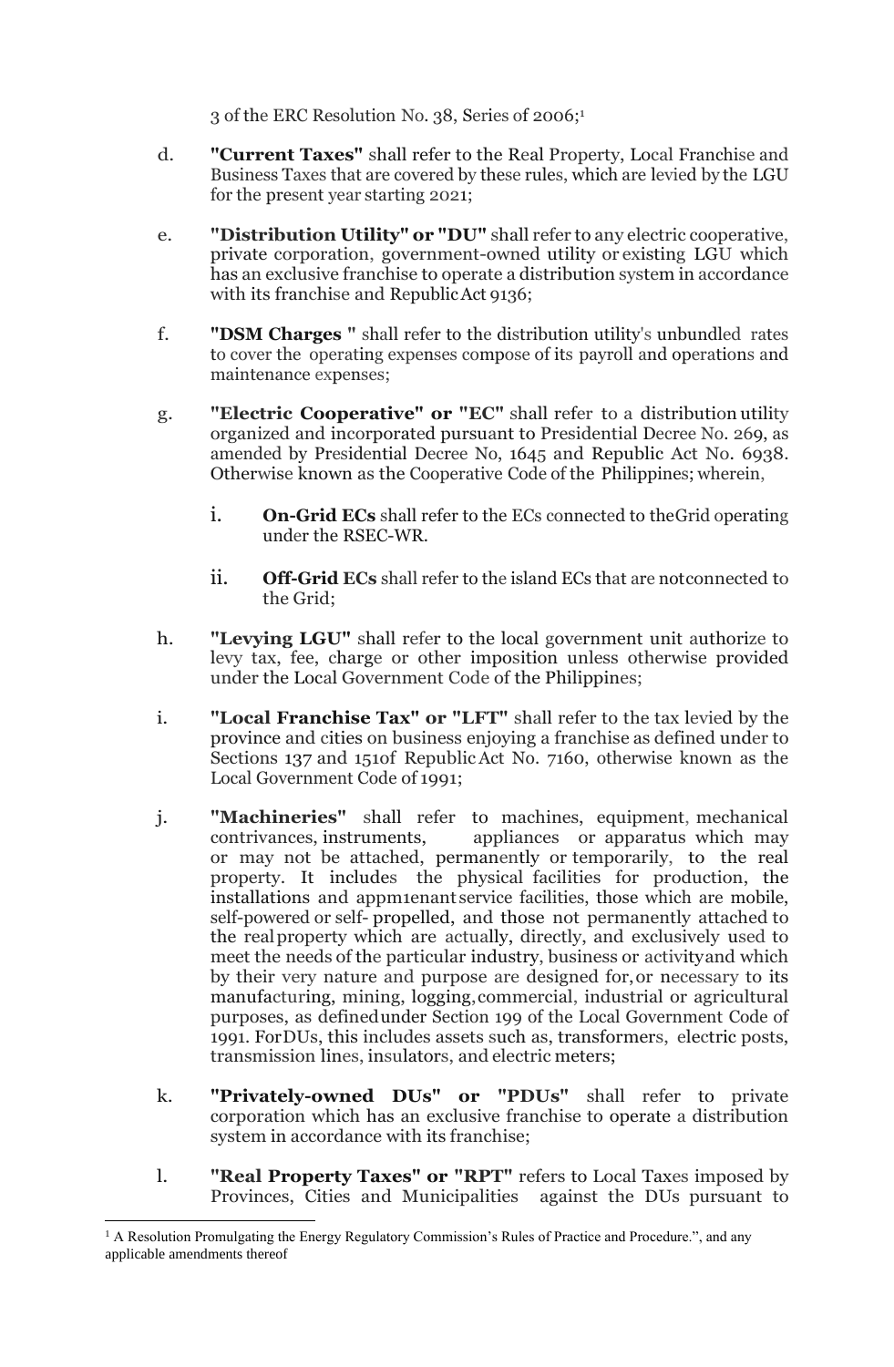3 of the ERC Resolution No. 38, Series of 2006;[1]

d. **"Current Taxes"** shall refer to the Real Property, Local Franchise and Business Taxes that are covered by these rules, which are levied by the LGU for the present year starting 2021;

e. **"Distribution Utility" or "DU"** shall refer to any electric cooperative, private corporation, government-owned utility or existing LGU which has an exclusive franchise to operate a distribution system in accordance with its franchise and Republic Act 9136;

f. **"DSM Charges "** shall refer to the distribution utility's unbundled rates to cover the operating expenses compose of its payroll and operations and maintenance expenses;

g. **"Electric Cooperative" or "EC"** shall refer to a distribution utility organized and incorporated pursuant to Presidential Decree No. 269, as amended by Presidential Decree No, 1645 and Republic Act No. 6938. Otherwise known as the Cooperative Code of the Philippines; wherein,

   i. **On-Grid ECs** shall refer to the ECs connected to theGrid operating under the RSEC-WR.

   ii. **Off-Grid ECs** shall refer to the island ECs that are notconnected to the Grid;

h. **"Levying LGU"** shall refer to the local government unit authorize to levy tax, fee, charge or other imposition unless otherwise provided under the Local Government Code of the Philippines;

i. **"Local Franchise Tax" or "LFT"** shall refer to the tax levied by the province and cities on business enjoying a franchise as defined under to Sections 137 and 151of Republic Act No. 7160, otherwise known as the Local Government Code of 1991;

j. **"Machineries"** shall refer to machines, equipment, mechanical contrivances, instruments, appliances or apparatus which may or may not be attached, permanently or temporarily, to the real property. It includes the physical facilities for production, the installations and appm1enant service facilities, those which are mobile, self-powered or self- propelled, and those not permanently attached to the real property which are actually, directly, and exclusively used to meet the needs of the particular industry, business or activityand which by their very nature and purpose are designed for, or necessary to its manufacturing, mining, logging, commercial, industrial or agricultural purposes, as definedunder Section 199 of the Local Government Code of 1991. ForDUs, this includes assets such as, transformers, electric posts, transmission lines, insulators, and electric meters;

k. **"Privately-owned DUs" or "PDUs"** shall refer to private corporation which has an exclusive franchise to operate a distribution system in accordance with its franchise;

l. **"Real Property Taxes" or "RPT"** refers to Local Taxes imposed by Provinces, Cities and Municipalities against the DUs pursuant to

---

[1] A Resolution Promulgating the Energy Regulatory Commission's Rules of Practice and Procedure.", and any applicable amendments thereof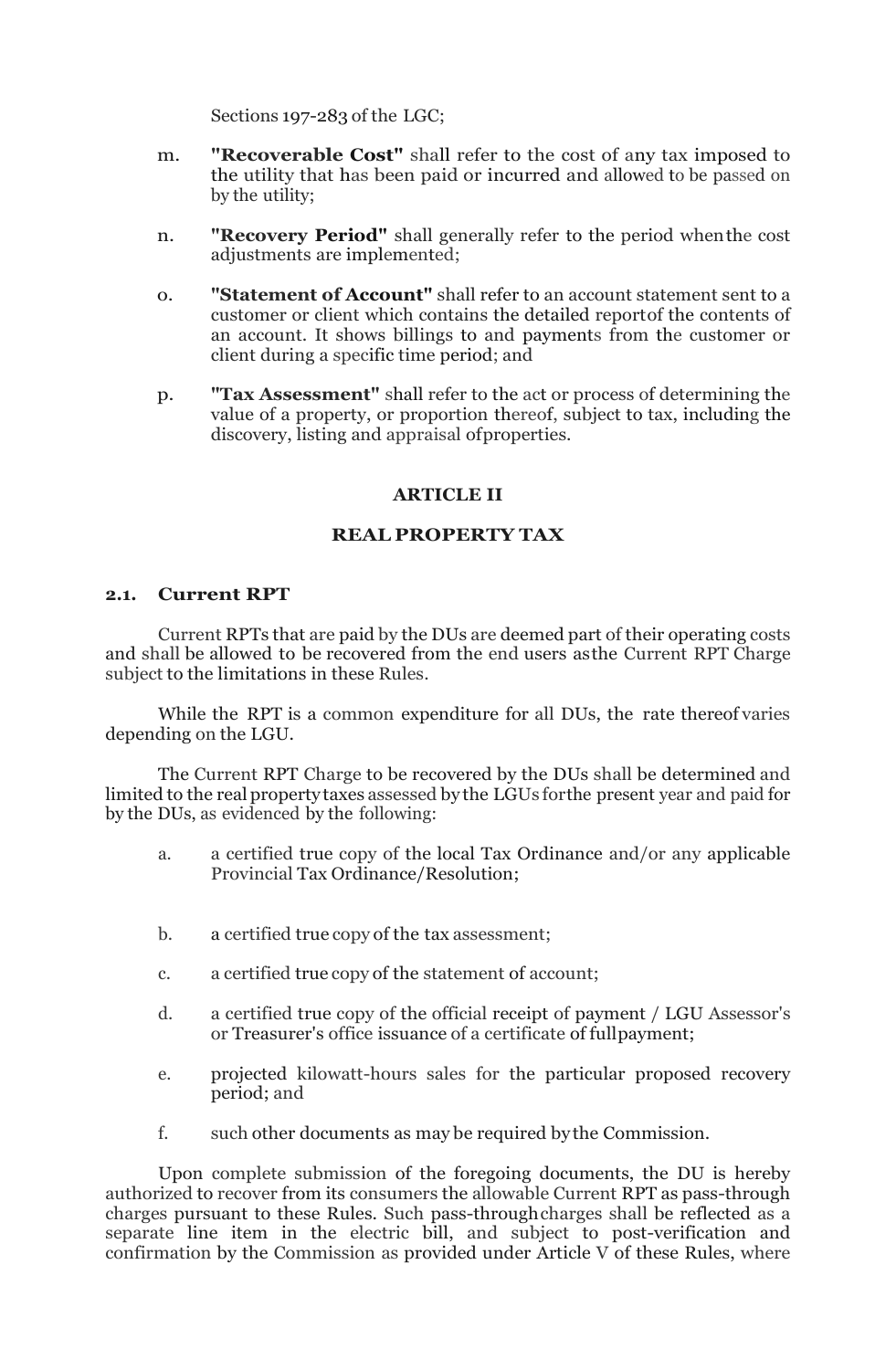Sections 197-283 of the LGC;

m. **"Recoverable Cost"** shall refer to the cost of any tax imposed to the utility that has been paid or incurred and allowed to be passed on by the utility;

n. **"Recovery Period"** shall generally refer to the period when the cost adjustments are implemented;

o. **"Statement of Account"** shall refer to an account statement sent to a customer or client which contains the detailed report of the contents of an account. It shows billings to and payments from the customer or client during a specific time period; and

p. **"Tax Assessment"** shall refer to the act or process of determining the value of a property, or proportion thereof, subject to tax, including the discovery, listing and appraisal of properties.

## ARTICLE II

## REAL PROPERTY TAX

### 2.1. Current RPT

Current RPTs that are paid by the DUs are deemed part of their operating costs and shall be allowed to be recovered from the end users as the Current RPT Charge subject to the limitations in these Rules.

While the RPT is a common expenditure for all DUs, the rate thereof varies depending on the LGU.

The Current RPT Charge to be recovered by the DUs shall be determined and limited to the real property taxes assessed by the LGUs for the present year and paid for by the DUs, as evidenced by the following:

a. a certified true copy of the local Tax Ordinance and/or any applicable Provincial Tax Ordinance/Resolution;

b. a certified true copy of the tax assessment;

c. a certified true copy of the statement of account;

d. a certified true copy of the official receipt of payment / LGU Assessor's or Treasurer's office issuance of a certificate of full payment;

e. projected kilowatt-hours sales for the particular proposed recovery period; and

f. such other documents as may be required by the Commission.

Upon complete submission of the foregoing documents, the DU is hereby authorized to recover from its consumers the allowable Current RPT as pass-through charges pursuant to these Rules. Such pass-through charges shall be reflected as a separate line item in the electric bill, and subject to post-verification and confirmation by the Commission as provided under Article V of these Rules, where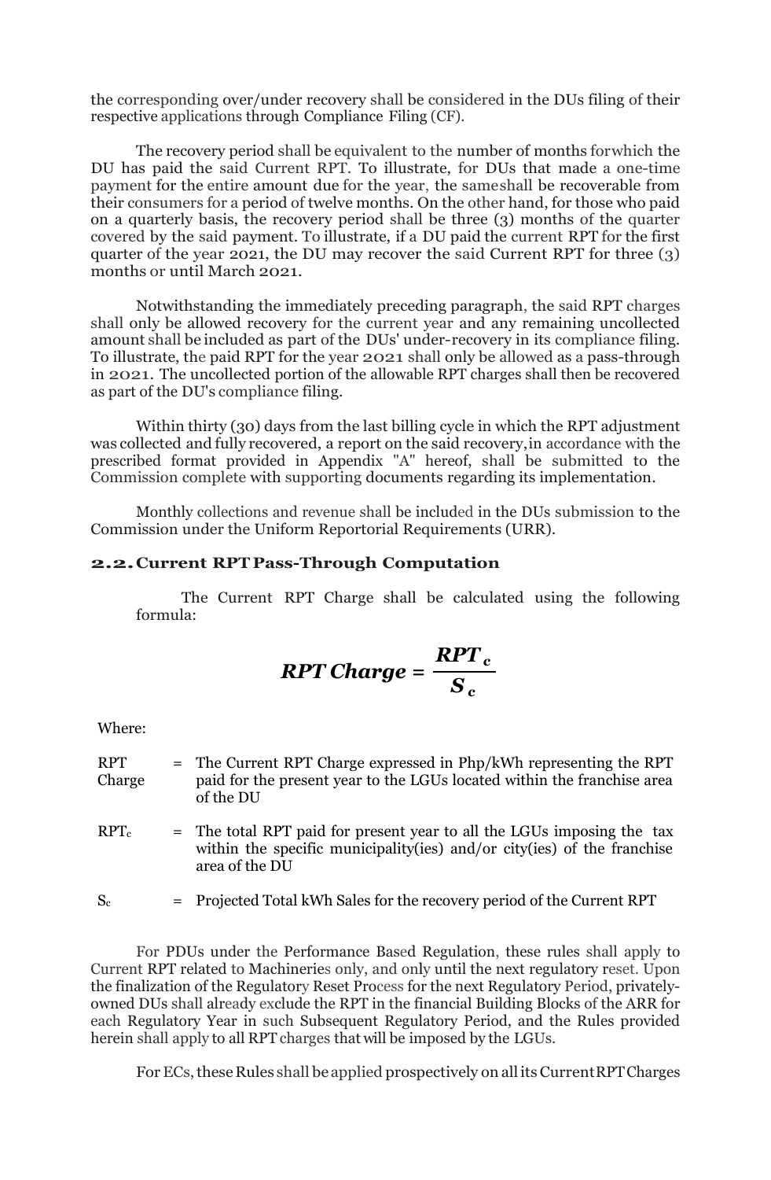the corresponding over/under recovery shall be considered in the DUs filing of their respective applications through Compliance Filing (CF).

The recovery period shall be equivalent to the number of months forwhich the DU has paid the said Current RPT. To illustrate, for DUs that made a one-time payment for the entire amount due for the year, the sameshall be recoverable from their consumers for a period of twelve months. On the other hand, for those who paid on a quarterly basis, the recovery period shall be three (3) months of the quarter covered by the said payment. To illustrate, if a DU paid the current RPT for the first quarter of the year 2021, the DU may recover the said Current RPT for three (3) months or until March 2021.

Notwithstanding the immediately preceding paragraph, the said RPT charges shall only be allowed recovery for the current year and any remaining uncollected amount shall be included as part of the DUs' under-recovery in its compliance filing. To illustrate, the paid RPT for the year 2021 shall only be allowed as a pass-through in 2021. The uncollected portion of the allowable RPT charges shall then be recovered as part of the DU's compliance filing.

Within thirty (30) days from the last billing cycle in which the RPT adjustment was collected and fully recovered, a report on the said recovery,in accordance with the prescribed format provided in Appendix "A" hereof, shall be submitted to the Commission complete with supporting documents regarding its implementation.

Monthly collections and revenue shall be included in the DUs submission to the Commission under the Uniform Reportorial Requirements (URR).

### 2.2. Current RPT Pass-Through Computation

The Current RPT Charge shall be calculated using the following formula:

$$\textbf{\textit{RPT Charge}} = \frac{RPT_c}{S_c}$$

Where:

| | | |
|---|---|---|
| RPT Charge | = | The Current RPT Charge expressed in Php/kWh representing the RPT paid for the present year to the LGUs located within the franchise area of the DU |
| $RPT_c$ | = | The total RPT paid for present year to all the LGUs imposing the tax within the specific municipality(ies) and/or city(ies) of the franchise area of the DU |
| $S_c$ | = | Projected Total kWh Sales for the recovery period of the Current RPT |

For PDUs under the Performance Based Regulation, these rules shall apply to Current RPT related to Machineries only, and only until the next regulatory reset. Upon the finalization of the Regulatory Reset Process for the next Regulatory Period, privately-owned DUs shall already exclude the RPT in the financial Building Blocks of the ARR for each Regulatory Year in such Subsequent Regulatory Period, and the Rules provided herein shall apply to all RPT charges that will be imposed by the LGUs.

For ECs, these Rules shall be applied prospectively on all its Current RPT Charges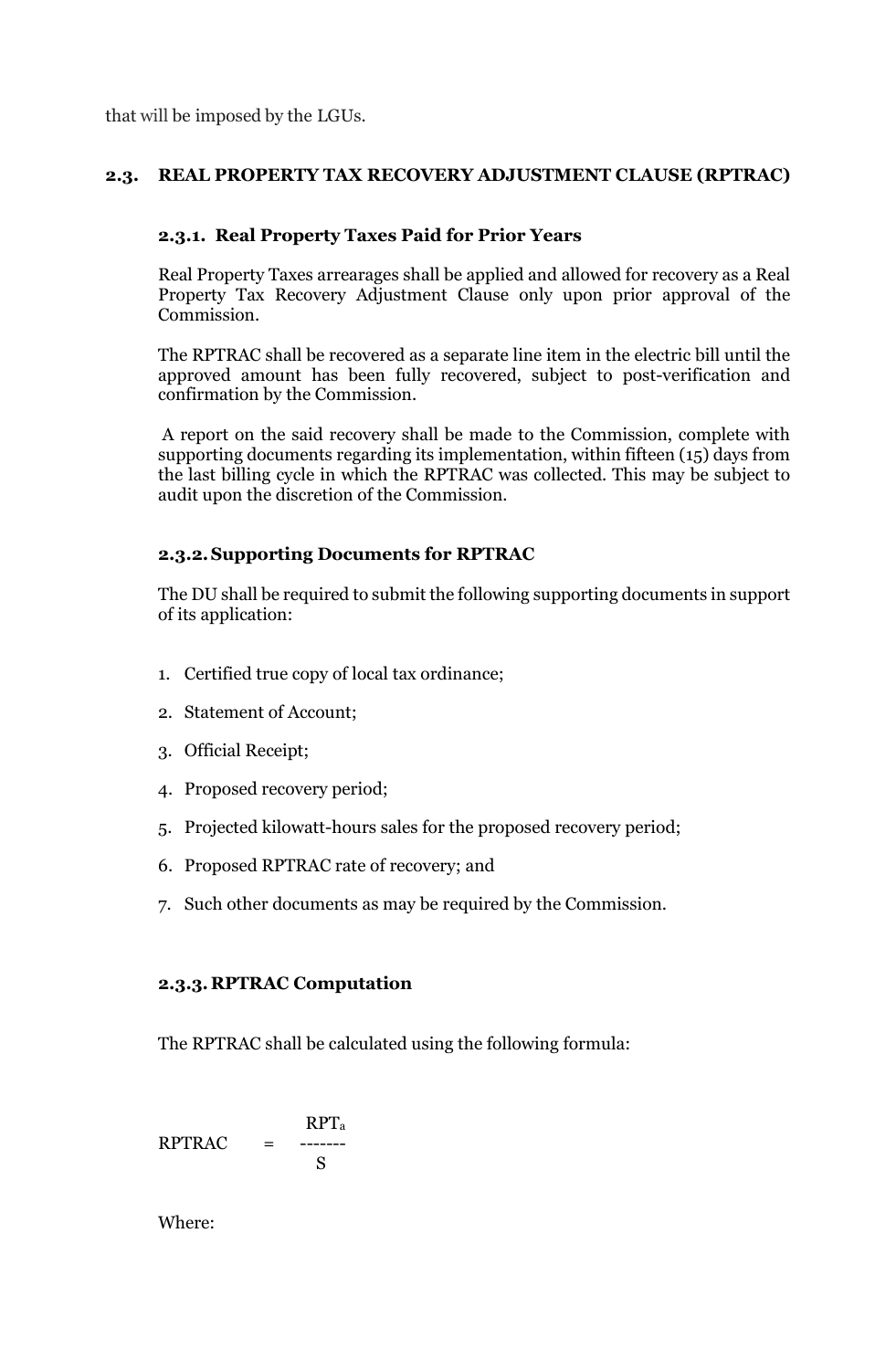that will be imposed by the LGUs.

## 2.3. REAL PROPERTY TAX RECOVERY ADJUSTMENT CLAUSE (RPTRAC)

### 2.3.1. Real Property Taxes Paid for Prior Years

Real Property Taxes arrearages shall be applied and allowed for recovery as a Real Property Tax Recovery Adjustment Clause only upon prior approval of the Commission.

The RPTRAC shall be recovered as a separate line item in the electric bill until the approved amount has been fully recovered, subject to post-verification and confirmation by the Commission.

A report on the said recovery shall be made to the Commission, complete with supporting documents regarding its implementation, within fifteen (15) days from the last billing cycle in which the RPTRAC was collected. This may be subject to audit upon the discretion of the Commission.

### 2.3.2. Supporting Documents for RPTRAC

The DU shall be required to submit the following supporting documents in support of its application:

1. Certified true copy of local tax ordinance;
2. Statement of Account;
3. Official Receipt;
4. Proposed recovery period;
5. Projected kilowatt-hours sales for the proposed recovery period;
6. Proposed RPTRAC rate of recovery; and
7. Such other documents as may be required by the Commission.

### 2.3.3. RPTRAC Computation

The RPTRAC shall be calculated using the following formula:

$$RPTRAC = \frac{RPT_a}{S}$$

Where: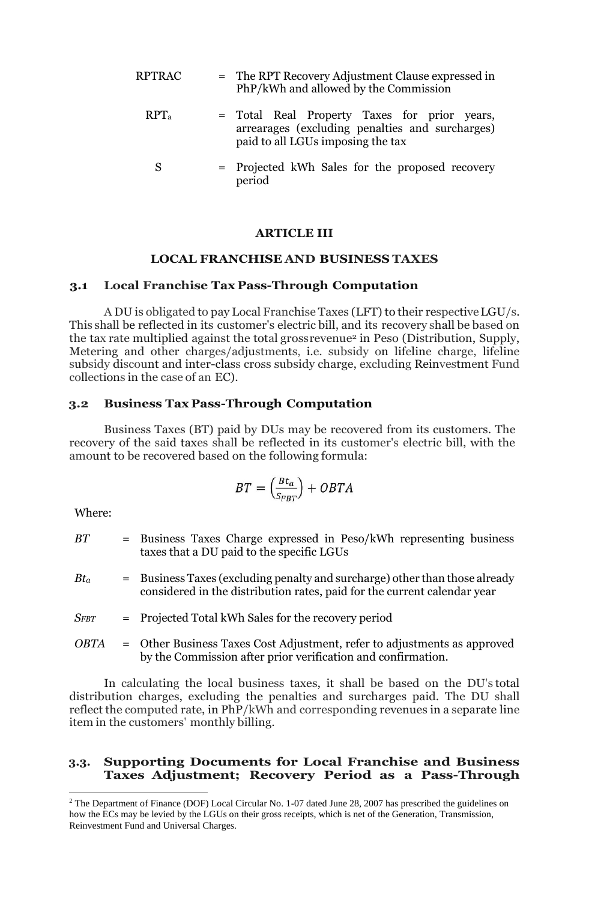RPTRAC = The RPT Recovery Adjustment Clause expressed in PhP/kWh and allowed by the Commission

$RPT_a$ = Total Real Property Taxes for prior years, arrearages (excluding penalties and surcharges) paid to all LGUs imposing the tax

S = Projected kWh Sales for the proposed recovery period

## ARTICLE III

## LOCAL FRANCHISE AND BUSINESS TAXES

### 3.1 Local Franchise Tax Pass-Through Computation

A DU is obligated to pay Local Franchise Taxes (LFT) to their respective LGU/s. This shall be reflected in its customer's electric bill, and its recovery shall be based on the tax rate multiplied against the total gross revenue[2] in Peso (Distribution, Supply, Metering and other charges/adjustments, i.e. subsidy on lifeline charge, lifeline subsidy discount and inter-class cross subsidy charge, excluding Reinvestment Fund collections in the case of an EC).

### 3.2 Business Tax Pass-Through Computation

Business Taxes (BT) paid by DUs may be recovered from its customers. The recovery of the said taxes shall be reflected in its customer's electric bill, with the amount to be recovered based on the following formula:

$$BT = \left(\frac{Bt_a}{S_{FBT}}\right) + OBTA$$

Where:

*BT* = Business Taxes Charge expressed in Peso/kWh representing business taxes that a DU paid to the specific LGUs

$Bt_a$ = Business Taxes (excluding penalty and surcharge) other than those already considered in the distribution rates, paid for the current calendar year

$S_{FBT}$ = Projected Total kWh Sales for the recovery period

*OBTA* = Other Business Taxes Cost Adjustment, refer to adjustments as approved by the Commission after prior verification and confirmation.

In calculating the local business taxes, it shall be based on the DU's total distribution charges, excluding the penalties and surcharges paid. The DU shall reflect the computed rate, in PhP/kWh and corresponding revenues in a separate line item in the customers' monthly billing.

### 3.3. Supporting Documents for Local Franchise and Business Taxes Adjustment; Recovery Period as a Pass-Through

[2] The Department of Finance (DOF) Local Circular No. 1-07 dated June 28, 2007 has prescribed the guidelines on how the ECs may be levied by the LGUs on their gross receipts, which is net of the Generation, Transmission, Reinvestment Fund and Universal Charges.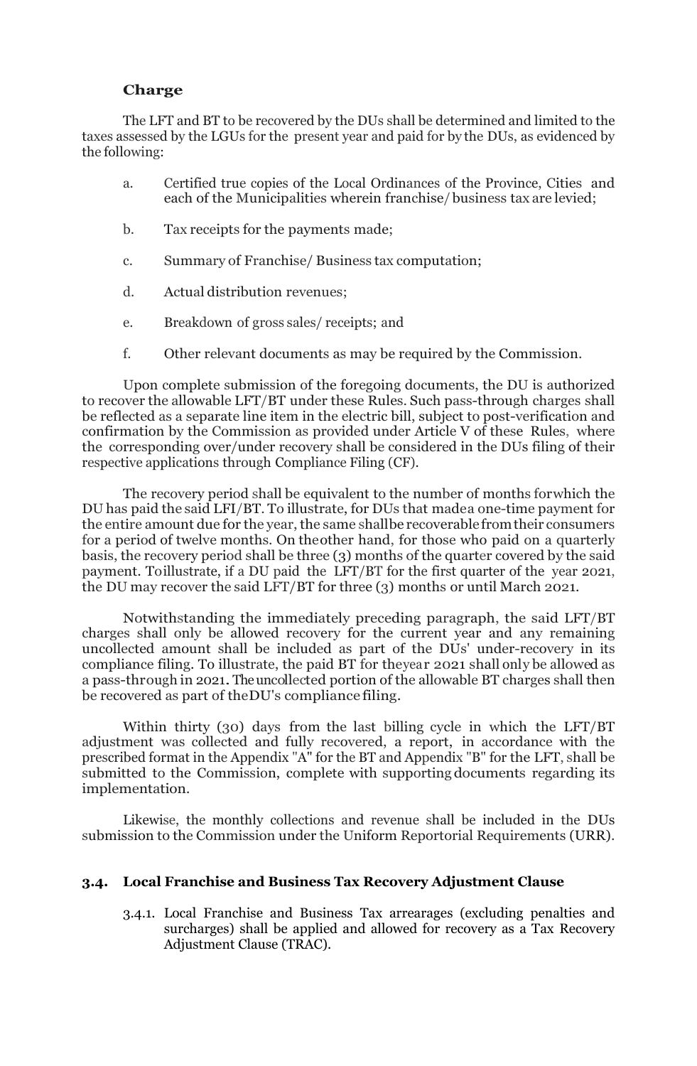**Charge**

The LFT and BT to be recovered by the DUs shall be determined and limited to the taxes assessed by the LGUs for the present year and paid for by the DUs, as evidenced by the following:

a. Certified true copies of the Local Ordinances of the Province, Cities and each of the Municipalities wherein franchise/ business tax are levied;

b. Tax receipts for the payments made;

c. Summary of Franchise/ Business tax computation;

d. Actual distribution revenues;

e. Breakdown of gross sales/ receipts; and

f. Other relevant documents as may be required by the Commission.

Upon complete submission of the foregoing documents, the DU is authorized to recover the allowable LFT/BT under these Rules. Such pass-through charges shall be reflected as a separate line item in the electric bill, subject to post-verification and confirmation by the Commission as provided under Article V of these Rules, where the corresponding over/under recovery shall be considered in the DUs filing of their respective applications through Compliance Filing (CF).

The recovery period shall be equivalent to the number of months for which the DU has paid the said LFI/BT. To illustrate, for DUs that made a one-time payment for the entire amount due for the year, the same shall be recoverable from their consumers for a period of twelve months. On the other hand, for those who paid on a quarterly basis, the recovery period shall be three (3) months of the quarter covered by the said payment. To illustrate, if a DU paid the LFT/BT for the first quarter of the year 2021, the DU may recover the said LFT/BT for three (3) months or until March 2021.

Notwithstanding the immediately preceding paragraph, the said LFT/BT charges shall only be allowed recovery for the current year and any remaining uncollected amount shall be included as part of the DUs' under-recovery in its compliance filing. To illustrate, the paid BT for the year 2021 shall only be allowed as a pass-through in 2021. The uncollected portion of the allowable BT charges shall then be recovered as part of the DU's compliance filing.

Within thirty (30) days from the last billing cycle in which the LFT/BT adjustment was collected and fully recovered, a report, in accordance with the prescribed format in the Appendix "A" for the BT and Appendix "B" for the LFT, shall be submitted to the Commission, complete with supporting documents regarding its implementation.

Likewise, the monthly collections and revenue shall be included in the DUs submission to the Commission under the Uniform Reportorial Requirements (URR).

### 3.4. Local Franchise and Business Tax Recovery Adjustment Clause

3.4.1. Local Franchise and Business Tax arrearages (excluding penalties and surcharges) shall be applied and allowed for recovery as a Tax Recovery Adjustment Clause (TRAC).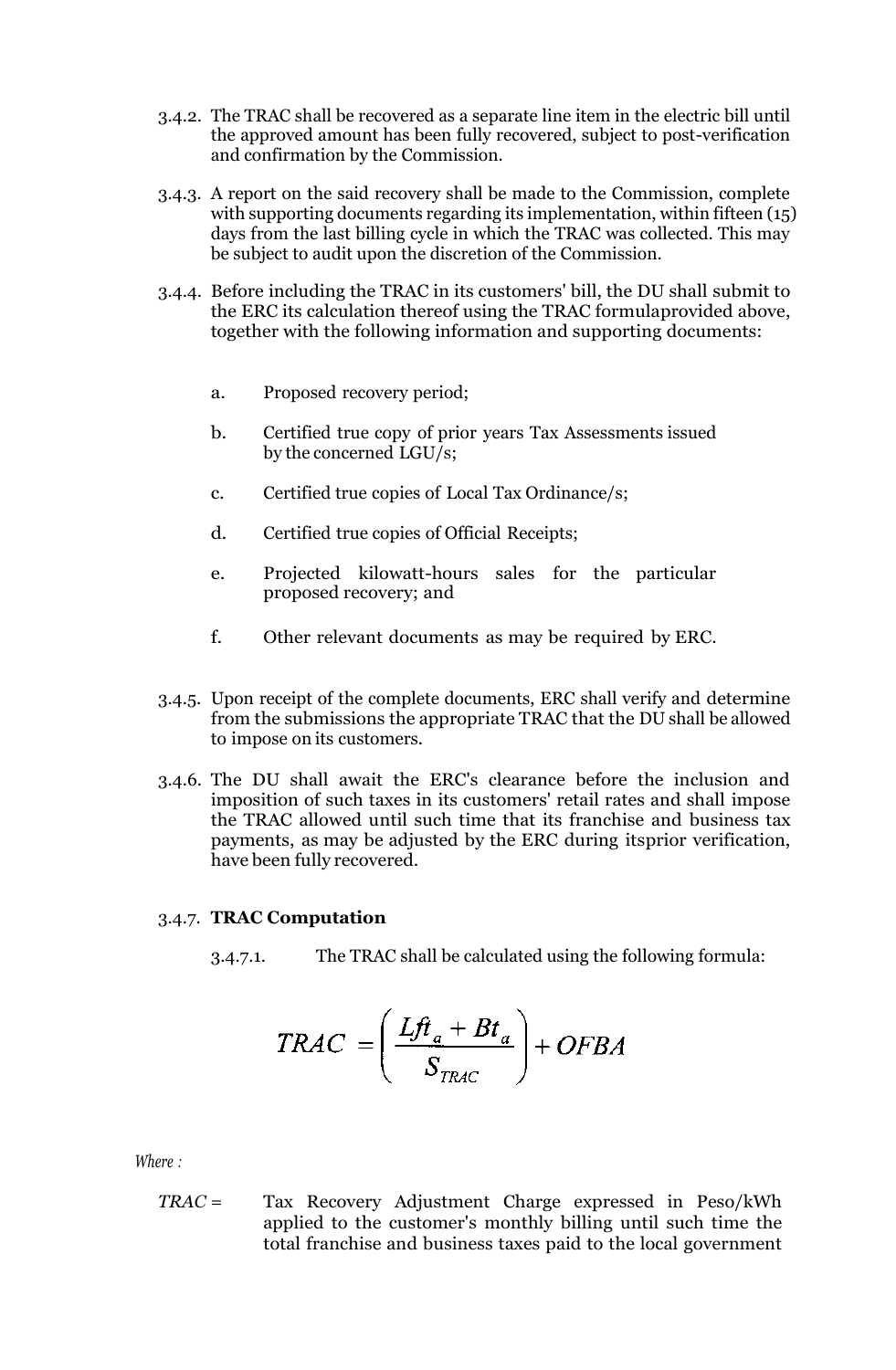3.4.2. The TRAC shall be recovered as a separate line item in the electric bill until the approved amount has been fully recovered, subject to post-verification and confirmation by the Commission.

3.4.3. A report on the said recovery shall be made to the Commission, complete with supporting documents regarding its implementation, within fifteen (15) days from the last billing cycle in which the TRAC was collected. This may be subject to audit upon the discretion of the Commission.

3.4.4. Before including the TRAC in its customers' bill, the DU shall submit to the ERC its calculation thereof using the TRAC formulaprovided above, together with the following information and supporting documents:

a. Proposed recovery period;

b. Certified true copy of prior years Tax Assessments issued by the concerned LGU/s;

c. Certified true copies of Local Tax Ordinance/s;

d. Certified true copies of Official Receipts;

e. Projected kilowatt-hours sales for the particular proposed recovery; and

f. Other relevant documents as may be required by ERC.

3.4.5. Upon receipt of the complete documents, ERC shall verify and determine from the submissions the appropriate TRAC that the DU shall be allowed to impose on its customers.

3.4.6. The DU shall await the ERC's clearance before the inclusion and imposition of such taxes in its customers' retail rates and shall impose the TRAC allowed until such time that its franchise and business tax payments, as may be adjusted by the ERC during itsprior verification, have been fully recovered.

3.4.7. **TRAC Computation**

3.4.7.1. The TRAC shall be calculated using the following formula:

$$TRAC = \left( \frac{Lft_a + Bt_a}{S_{TRAC}} \right) + OFBA$$

*Where :*

*TRAC* = Tax Recovery Adjustment Charge expressed in Peso/kWh applied to the customer's monthly billing until such time the total franchise and business taxes paid to the local government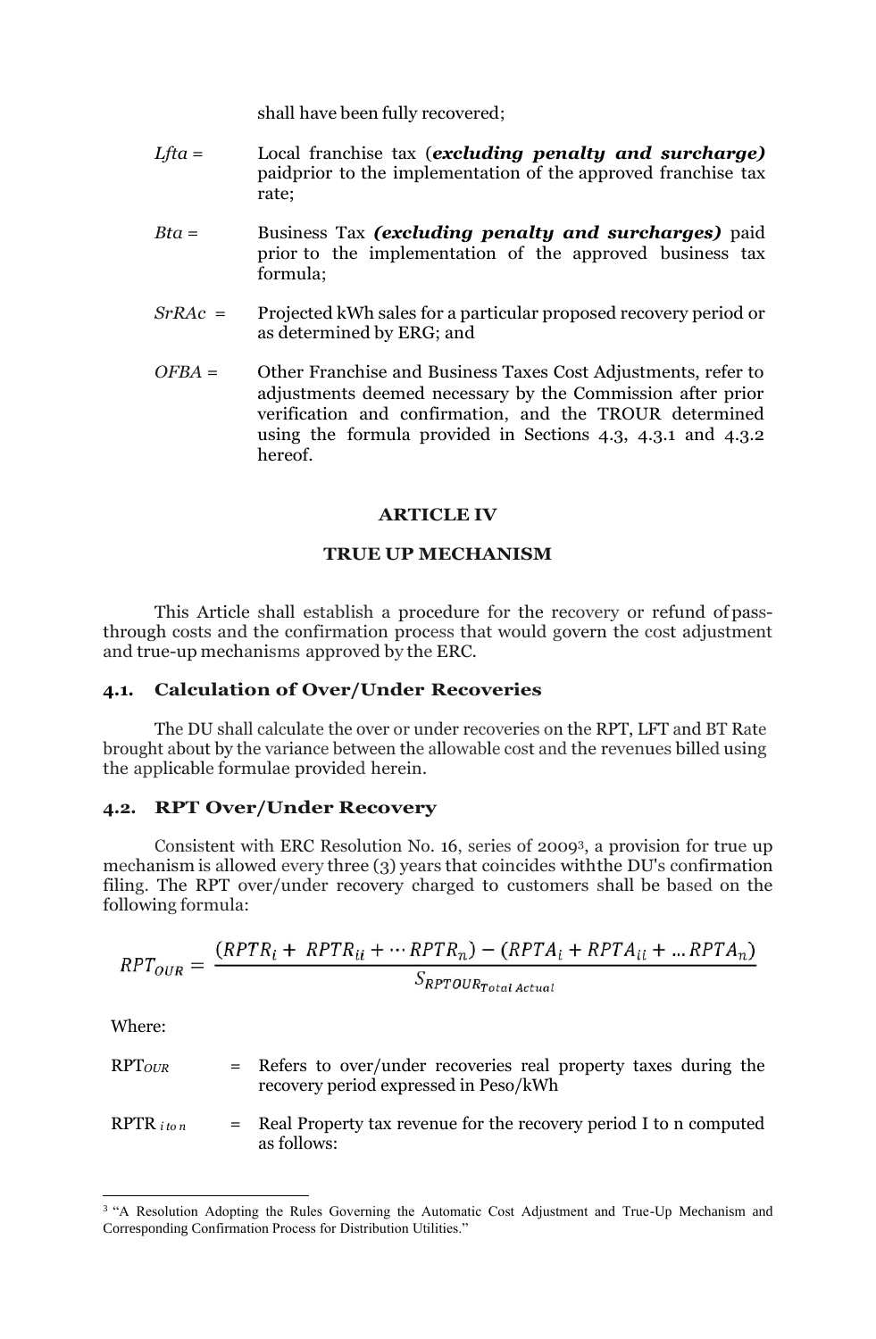shall have been fully recovered;

$Lfta$ = Local franchise tax (***excluding penalty and surcharge)*** paidprior to the implementation of the approved franchise tax rate;

$Bta$ = Business Tax ***(excluding penalty and surcharges)*** paid prior to the implementation of the approved business tax formula;

$SrRAc$ = Projected kWh sales for a particular proposed recovery period or as determined by ERG; and

$OFBA$ = Other Franchise and Business Taxes Cost Adjustments, refer to adjustments deemed necessary by the Commission after prior verification and confirmation, and the TROUR determined using the formula provided in Sections 4.3, 4.3.1 and 4.3.2 hereof.

## ARTICLE IV

## TRUE UP MECHANISM

This Article shall establish a procedure for the recovery or refund of pass-through costs and the confirmation process that would govern the cost adjustment and true-up mechanisms approved by the ERC.

### 4.1. Calculation of Over/Under Recoveries

The DU shall calculate the over or under recoveries on the RPT, LFT and BT Rate brought about by the variance between the allowable cost and the revenues billed using the applicable formulae provided herein.

### 4.2. RPT Over/Under Recovery

Consistent with ERC Resolution No. 16, series of 2009[3], a provision for true up mechanism is allowed every three (3) years that coincides withthe DU's confirmation filing. The RPT over/under recovery charged to customers shall be based on the following formula:

$$RPT_{OUR} = \frac{(RPTR_i + RPTR_{ii} + \cdots RPTR_n) - (RPTA_i + RPTA_{ii} + \ldots RPTA_n)}{S_{RPTOUR_{Total\ Actual}}}$$

Where:

$RPT_{OUR}$ = Refers to over/under recoveries real property taxes during the recovery period expressed in Peso/kWh

$RPTR_{i\ to\ n}$ = Real Property tax revenue for the recovery period I to n computed as follows:

---

[3] "A Resolution Adopting the Rules Governing the Automatic Cost Adjustment and True-Up Mechanism and Corresponding Confirmation Process for Distribution Utilities."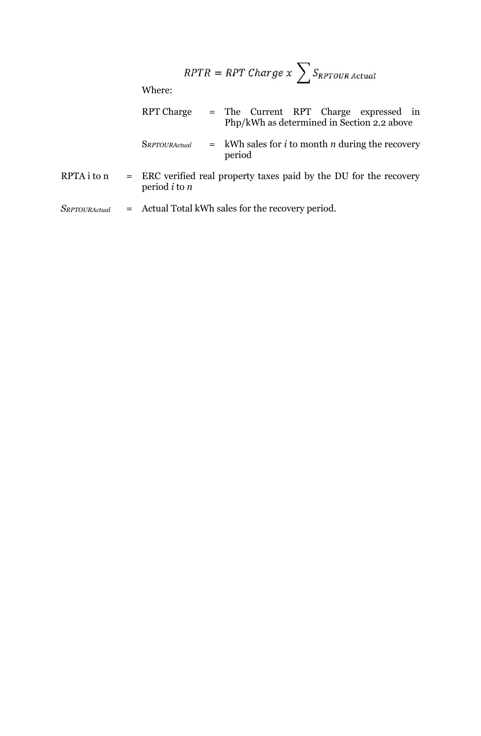$$RPTR = RPT\ Charge\ x \sum S_{RPTOUR\ Actual}$$

Where:

| | | |
|---|---|---|
| RPT Charge | = | The Current RPT Charge expressed in Php/kWh as determined in Section 2.2 above |
| $S_{RPTOURActual}$ | = | kWh sales for *i* to month *n* during the recovery period |

| | | |
|---|---|---|
| RPTA i to n | = | ERC verified real property taxes paid by the DU for the recovery period *i* to *n* |
| $S_{RPTOURActual}$ | = | Actual Total kWh sales for the recovery period. |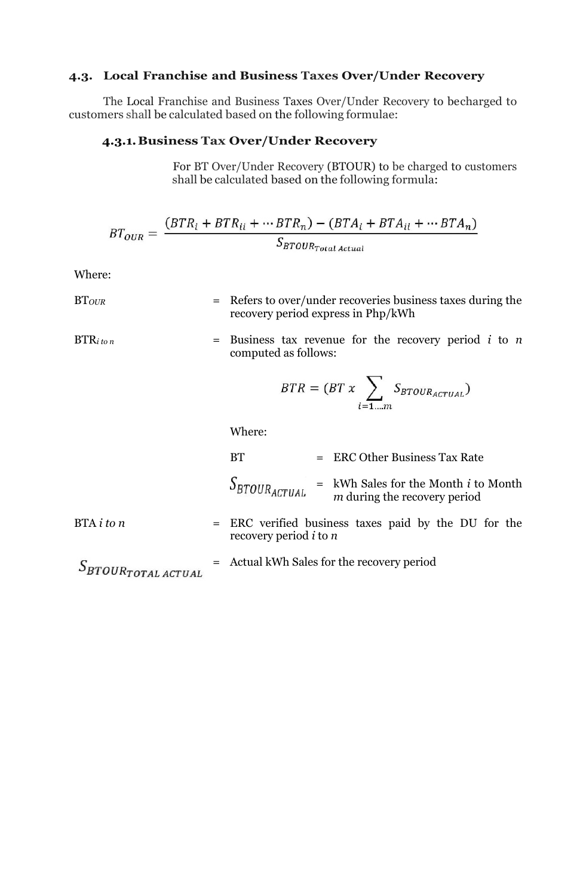### 4.3. Local Franchise and Business Taxes Over/Under Recovery

The Local Franchise and Business Taxes Over/Under Recovery to becharged to customers shall be calculated based on the following formulae:

#### 4.3.1. Business Tax Over/Under Recovery

For BT Over/Under Recovery (BTOUR) to be charged to customers shall be calculated based on the following formula:

$$BT_{OUR} = \frac{(BTR_i + BTR_{ii} + \cdots BTR_n) - (BTA_i + BTA_{ii} + \cdots BTA_n)}{S_{BTOUR_{Total\ Actual}}}$$

Where:

$BT_{OUR}$ = Refers to over/under recoveries business taxes during the recovery period express in Php/kWh

$BTR_{i\ to\ n}$ = Business tax revenue for the recovery period $i$ to $n$ computed as follows:

$$BTR = (BT\ x \sum_{i=1 \ldots m} S_{BTOUR_{ACTUAL}})$$

Where:

$BT$ = ERC Other Business Tax Rate

$S_{BTOUR_{ACTUAL}}$ = kWh Sales for the Month $i$ to Month $m$ during the recovery period

BTA *i to n* = ERC verified business taxes paid by the DU for the recovery period *i* to *n*

$S_{BTOUR_{TOTAL\ ACTUAL}}$ = Actual kWh Sales for the recovery period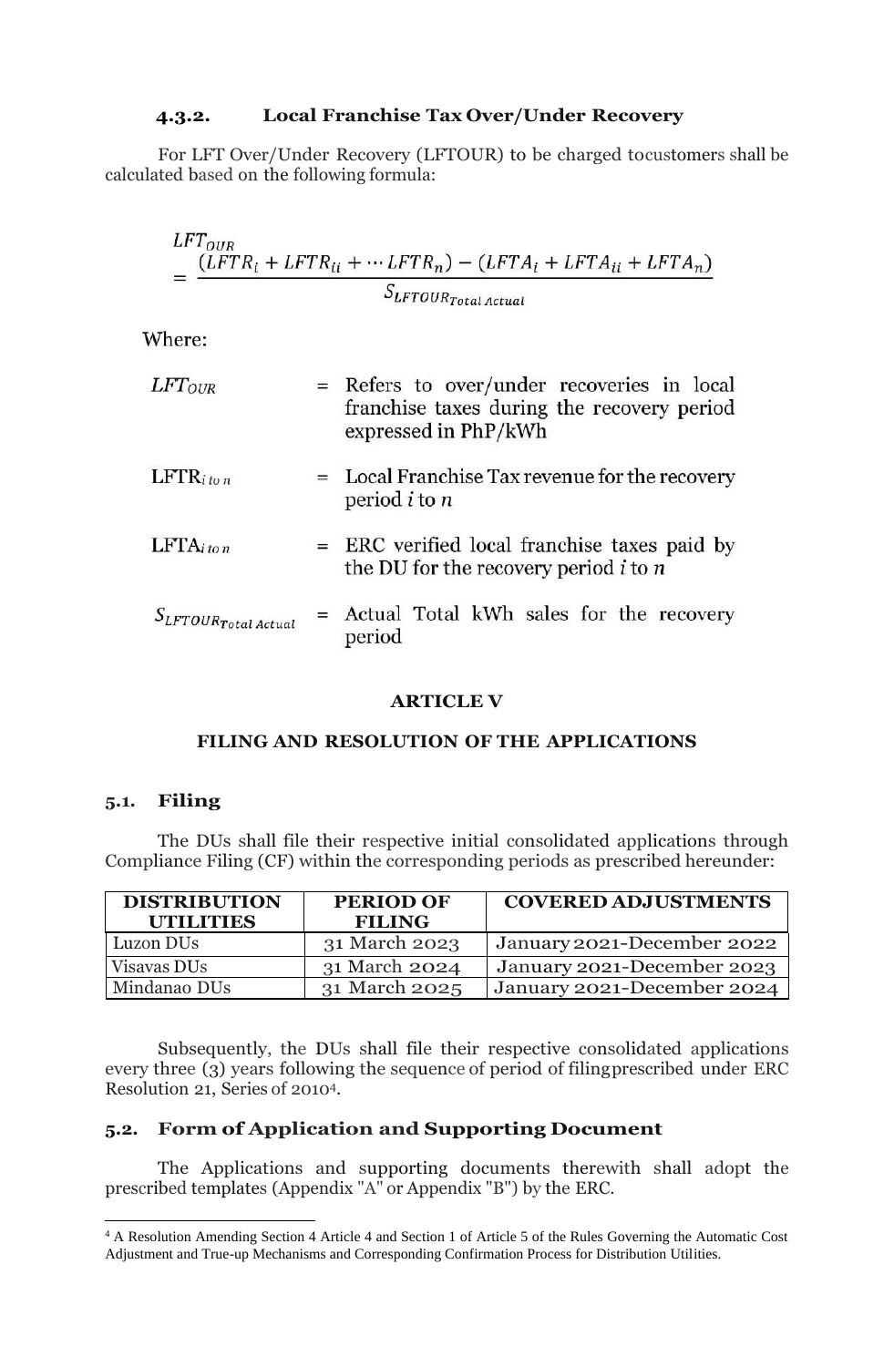#### 4.3.2. Local Franchise Tax Over/Under Recovery

For LFT Over/Under Recovery (LFTOUR) to be charged tocustomers shall be calculated based on the following formula:

$$LFT_{OUR} = \frac{(LFTR_i + LFTR_{ii} + \cdots LFTR_n) - (LFTA_i + LFTA_{ii} + LFTA_n)}{S_{LFTOUR_{Total\ Actual}}}$$

Where:

| | | |
|---|---|---|
| $LFT_{OUR}$ | = | Refers to over/under recoveries in local franchise taxes during the recovery period expressed in PhP/kWh |
| $LFTR_{i\ to\ n}$ | = | Local Franchise Tax revenue for the recovery period *i* to *n* |
| $LFTA_{i\ to\ n}$ | = | ERC verified local franchise taxes paid by the DU for the recovery period *i* to *n* |
| $S_{LFTOUR_{Total\ Actual}}$ | = | Actual Total kWh sales for the recovery period |

## ARTICLE V

## FILING AND RESOLUTION OF THE APPLICATIONS

### 5.1. Filing

The DUs shall file their respective initial consolidated applications through Compliance Filing (CF) within the corresponding periods as prescribed hereunder:

| DISTRIBUTION UTILITIES | PERIOD OF FILING | COVERED ADJUSTMENTS |
|---|---|---|
| Luzon DUs | 31 March 2023 | January 2021-December 2022 |
| Visavas DUs | 31 March 2024 | January 2021-December 2023 |
| Mindanao DUs | 31 March 2025 | January 2021-December 2024 |

Subsequently, the DUs shall file their respective consolidated applications every three (3) years following the sequence of period of filingprescribed under ERC Resolution 21, Series of 2010[4].

### 5.2. Form of Application and Supporting Document

The Applications and supporting documents therewith shall adopt the prescribed templates (Appendix "A" or Appendix "B") by the ERC.

[4] A Resolution Amending Section 4 Article 4 and Section 1 of Article 5 of the Rules Governing the Automatic Cost Adjustment and True-up Mechanisms and Corresponding Confirmation Process for Distribution Utilities.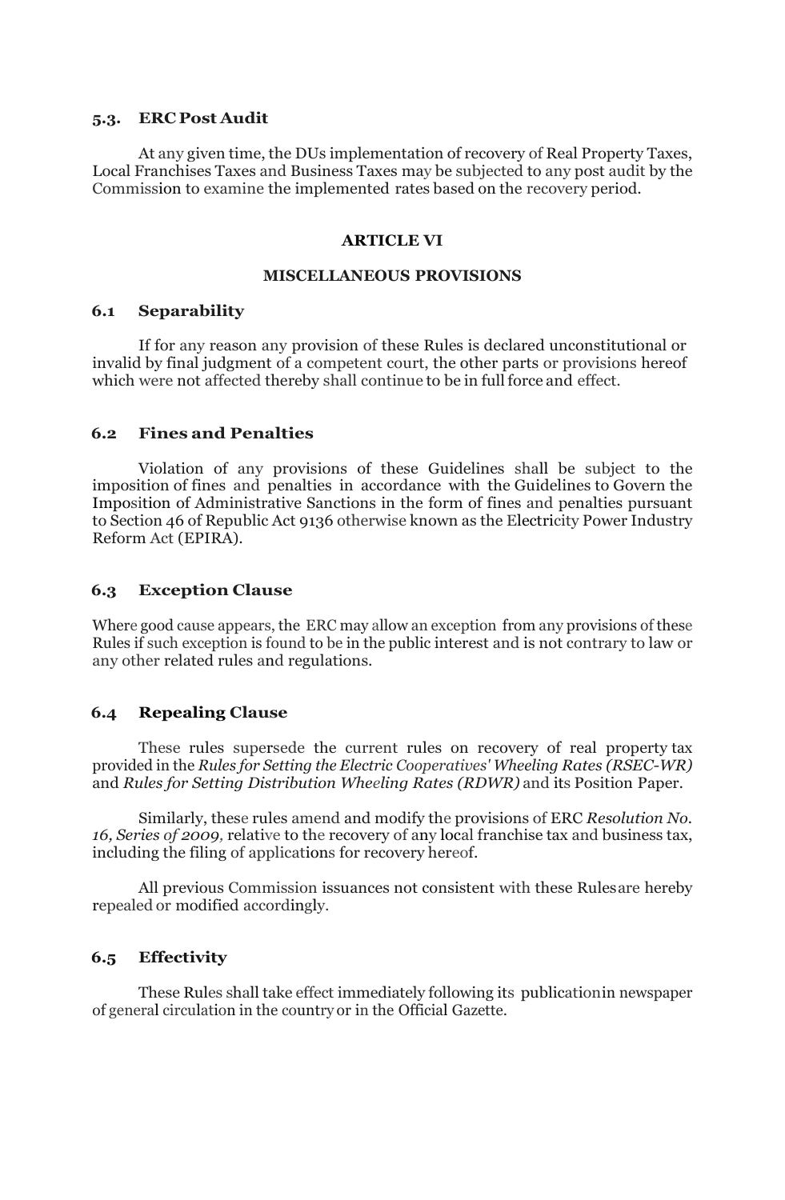### 5.3. ERC Post Audit

At any given time, the DUs implementation of recovery of Real Property Taxes, Local Franchises Taxes and Business Taxes may be subjected to any post audit by the Commission to examine the implemented rates based on the recovery period.

## ARTICLE VI

## MISCELLANEOUS PROVISIONS

### 6.1 Separability

If for any reason any provision of these Rules is declared unconstitutional or invalid by final judgment of a competent court, the other parts or provisions hereof which were not affected thereby shall continue to be in full force and effect.

### 6.2 Fines and Penalties

Violation of any provisions of these Guidelines shall be subject to the imposition of fines and penalties in accordance with the Guidelines to Govern the Imposition of Administrative Sanctions in the form of fines and penalties pursuant to Section 46 of Republic Act 9136 otherwise known as the Electricity Power Industry Reform Act (EPIRA).

### 6.3 Exception Clause

Where good cause appears, the ERC may allow an exception from any provisions of these Rules if such exception is found to be in the public interest and is not contrary to law or any other related rules and regulations.

### 6.4 Repealing Clause

These rules supersede the current rules on recovery of real property tax provided in the *Rules for Setting the Electric Cooperatives' Wheeling Rates (RSEC-WR)* and *Rules for Setting Distribution Wheeling Rates (RDWR)* and its Position Paper.

Similarly, these rules amend and modify the provisions of ERC *Resolution No. 16, Series of 2009,* relative to the recovery of any local franchise tax and business tax, including the filing of applications for recovery hereof.

All previous Commission issuances not consistent with these Rules are hereby repealed or modified accordingly.

### 6.5 Effectivity

These Rules shall take effect immediately following its publication in newspaper of general circulation in the country or in the Official Gazette.